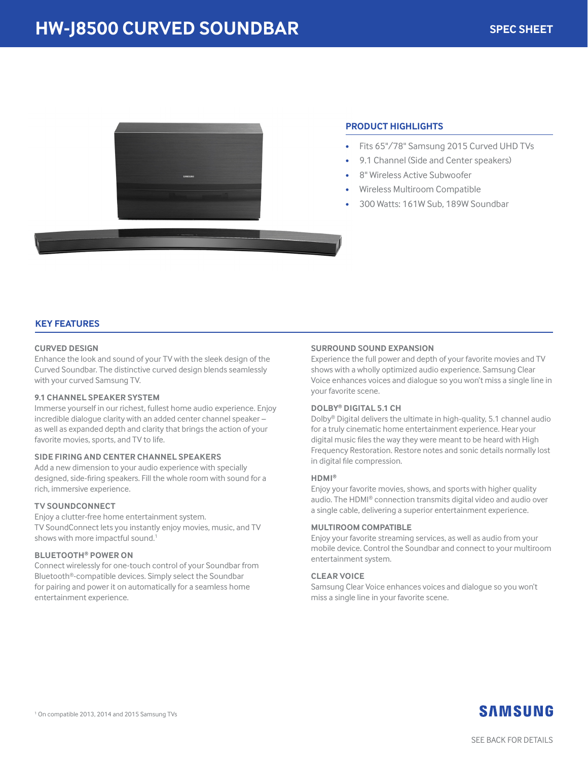# HW-J8500 CURVED SOUNDBAR

SPEC SHEET

## PRODUCT HIGHLIGHTS

- Fits 65"/78" Samsung 2015 Curved UHD TVs
- 9.1 Channel (Side and Center speakers)
- 8" Wireless Active Subwoofer
- Wireless Multiroom Compatible
- 300 Watts: 161W Sub, 189W Soundbar

## KEY FEATURES

### CURVED DESIGN

Enhance the look and sound of your TV with the sleek design of the Curved Soundbar. The distinctive curved design blends seamlessly with your curved Samsung TV.

### 9.1 CHANNEL SPEAKER SYSTEM

Immerse yourself in our richest, fullest home audio experience. Enjoy incredible dialogue clarity with an added center channel speaker – as well as expanded depth and clarity that brings the action of your favorite movies, sports, and TV to life.

### SIDE FIRING AND CENTER CHANNEL SPEAKERS

Add a new dimension to your audio experience with specially designed, side-firing speakers. Fill the whole room with sound for a rich, immersive experience.

### TV SOUNDCONNECT

Enjoy a clutter-free home entertainment system.
TV SoundConnect lets you instantly enjoy movies, music, and TV shows with more impactful sound.[1]

### BLUETOOTH® POWER ON

Connect wirelessly for one-touch control of your Soundbar from Bluetooth®-compatible devices. Simply select the Soundbar for pairing and power it on automatically for a seamless home entertainment experience.

### SURROUND SOUND EXPANSION

Experience the full power and depth of your favorite movies and TV shows with a wholly optimized audio experience. Samsung Clear Voice enhances voices and dialogue so you won't miss a single line in your favorite scene.

### DOLBY® DIGITAL 5.1 CH

Dolby® Digital delivers the ultimate in high-quality, 5.1 channel audio for a truly cinematic home entertainment experience. Hear your digital music files the way they were meant to be heard with High Frequency Restoration. Restore notes and sonic details normally lost in digital file compression.

### HDMI®

Enjoy your favorite movies, shows, and sports with higher quality audio. The HDMI® connection transmits digital video and audio over a single cable, delivering a superior entertainment experience.

### MULTIROOM COMPATIBLE

Enjoy your favorite streaming services, as well as audio from your mobile device. Control the Soundbar and connect to your multiroom entertainment system.

### CLEAR VOICE

Samsung Clear Voice enhances voices and dialogue so you won't miss a single line in your favorite scene.

[1] On compatible 2013, 2014 and 2015 Samsung TVs

SAMSUNG

SEE BACK FOR DETAILS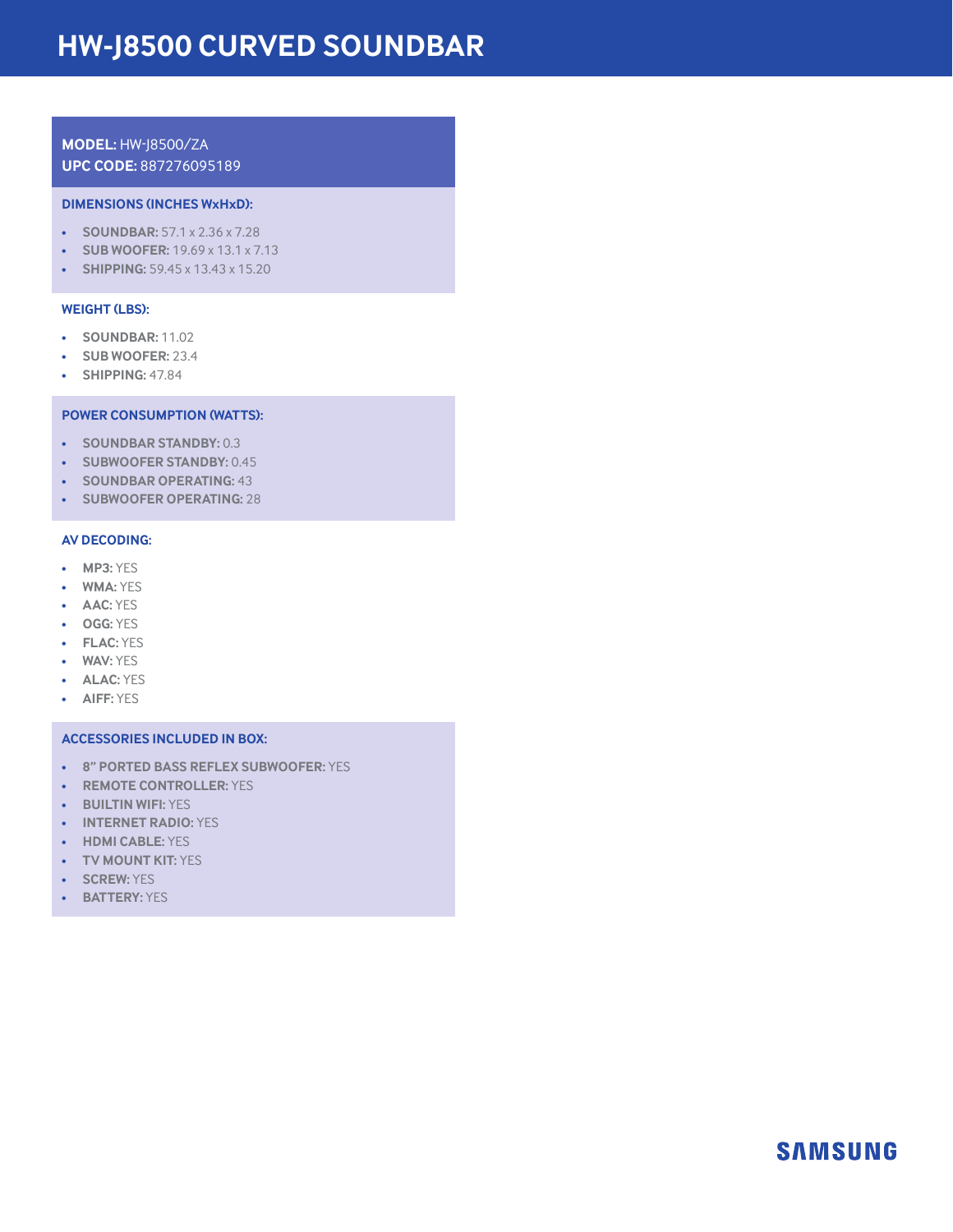# HW-J8500 CURVED SOUNDBAR

**MODEL:** HW-J8500/ZA
**UPC CODE:** 887276095189

### DIMENSIONS (INCHES WxHxD):

- **SOUNDBAR:** 57.1 x 2.36 x 7.28
- **SUB WOOFER:** 19.69 x 13.1 x 7.13
- **SHIPPING:** 59.45 x 13.43 x 15.20

### WEIGHT (LBS):

- **SOUNDBAR:** 11.02
- **SUB WOOFER:** 23.4
- **SHIPPING:** 47.84

### POWER CONSUMPTION (WATTS):

- **SOUNDBAR STANDBY:** 0.3
- **SUBWOOFER STANDBY:** 0.45
- **SOUNDBAR OPERATING:** 43
- **SUBWOOFER OPERATING:** 28

### AV DECODING:

- **MP3:** YES
- **WMA:** YES
- **AAC:** YES
- **OGG:** YES
- **FLAC:** YES
- **WAV:** YES
- **ALAC:** YES
- **AIFF:** YES

### ACCESSORIES INCLUDED IN BOX:

- **8" PORTED BASS REFLEX SUBWOOFER:** YES
- **REMOTE CONTROLLER:** YES
- **BUILTIN WIFI:** YES
- **INTERNET RADIO:** YES
- **HDMI CABLE:** YES
- **TV MOUNT KIT:** YES
- **SCREW:** YES
- **BATTERY:** YES

SAMSUNG